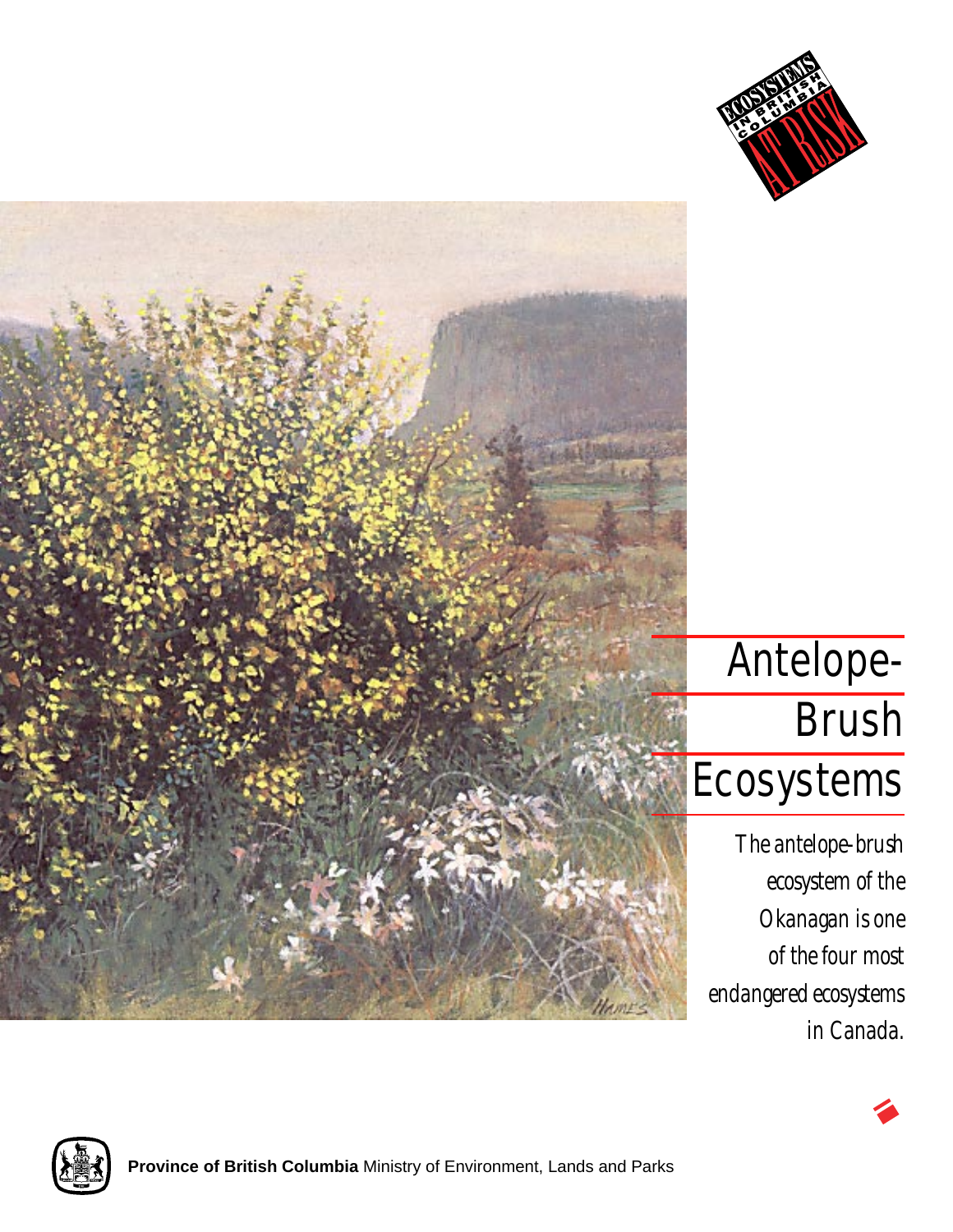ECOSYSTEMS IN BRITISH COLUMBIA AT RISK

# Antelope-Brush Ecosystems

*The antelope-brush ecosystem of the Okanagan is one of the four most endangered ecosystems in Canada.*

**Province of British Columbia** Ministry of Environment, Lands and Parks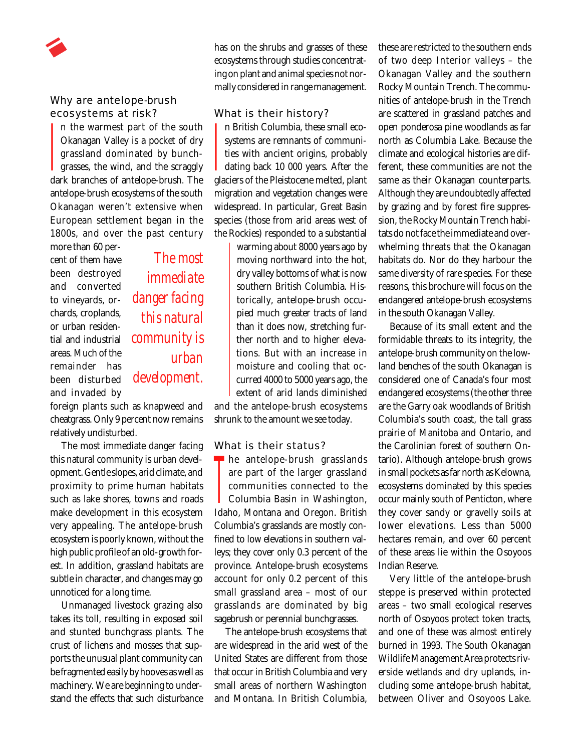## Why are antelope-brush ecosystems at risk?

In the warmest part of the south Okanagan Valley is a pocket of dry grassland dominated by bunchgrasses, the wind, and the scraggly dark branches of antelope-brush. The antelope-brush ecosystems of the south Okanagan weren't extensive when European settlement began in the 1800s, and over the past century more than 60 percent of them have been destroyed and converted to vineyards, orchards, croplands, or urban residential and industrial areas. Much of the remainder has been disturbed and invaded by foreign plants such as knapweed and cheatgrass. Only 9 percent now remains relatively undisturbed.

*The most immediate danger facing this natural community is urban development.*

The most immediate danger facing this natural community is urban development. Gentle slopes, arid climate, and proximity to prime human habitats such as lake shores, towns and roads make development in this ecosystem very appealing. The antelope-brush ecosystem is poorly known, without the high public profile of an old-growth forest. In addition, grassland habitats are subtle in character, and changes may go unnoticed for a long time.

Unmanaged livestock grazing also takes its toll, resulting in exposed soil and stunted bunchgrass plants. The crust of lichens and mosses that supports the unusual plant community can be fragmented easily by hooves as well as machinery. We are beginning to understand the effects that such disturbance has on the shrubs and grasses of these ecosystems through studies concentrating on plant and animal species not normally considered in range management.

## What is their history?

In British Columbia, these small ecosystems are remnants of communities with ancient origins, probably dating back 10 000 years. After the glaciers of the Pleistocene melted, plant migration and vegetation changes were widespread. In particular, Great Basin species (those from arid areas west of the Rockies) responded to a substantial warming about 8000 years ago by moving northward into the hot, dry valley bottoms of what is now southern British Columbia. Historically, antelope-brush occupied much greater tracts of land than it does now, stretching further north and to higher elevations. But with an increase in moisture and cooling that occurred 4000 to 5000 years ago, the extent of arid lands diminished and the antelope-brush ecosystems shrunk to the amount we see today.

## What is their status?

The antelope-brush grasslands are part of the larger grassland communities connected to the Columbia Basin in Washington, Idaho, Montana and Oregon. British Columbia's grasslands are mostly confined to low elevations in southern valleys; they cover only 0.3 percent of the province. Antelope-brush ecosystems account for only 0.2 percent of this small grassland area – most of our grasslands are dominated by big sagebrush or perennial bunchgrasses.

The antelope-brush ecosystems that are widespread in the arid west of the United States are different from those that occur in British Columbia and very small areas of northern Washington and Montana. In British Columbia, these are restricted to the southern ends of two deep Interior valleys – the Okanagan Valley and the southern Rocky Mountain Trench. The communities of antelope-brush in the Trench are scattered in grassland patches and open ponderosa pine woodlands as far north as Columbia Lake. Because the climate and ecological histories are different, these communities are not the same as their Okanagan counterparts. Although they are undoubtedly affected by grazing and by forest fire suppression, the Rocky Mountain Trench habitats do not face the immediate and overwhelming threats that the Okanagan habitats do. Nor do they harbour the same diversity of rare species. For these reasons, this brochure will focus on the endangered antelope-brush ecosystems in the south Okanagan Valley.

Because of its small extent and the formidable threats to its integrity, the antelope-brush community on the lowland benches of the south Okanagan is considered one of Canada's four most endangered ecosystems (the other three are the Garry oak woodlands of British Columbia's south coast, the tall grass prairie of Manitoba and Ontario, and the Carolinian forest of southern Ontario). Although antelope-brush grows in small pockets as far north as Kelowna, ecosystems dominated by this species occur mainly south of Penticton, where they cover sandy or gravelly soils at lower elevations. Less than 5000 hectares remain, and over 60 percent of these areas lie within the Osoyoos Indian Reserve.

Very little of the antelope-brush steppe is preserved within protected areas – two small ecological reserves north of Osoyoos protect token tracts, and one of these was almost entirely burned in 1993. The South Okanagan Wildlife Management Area protects riverside wetlands and dry uplands, including some antelope-brush habitat, between Oliver and Osoyoos Lake.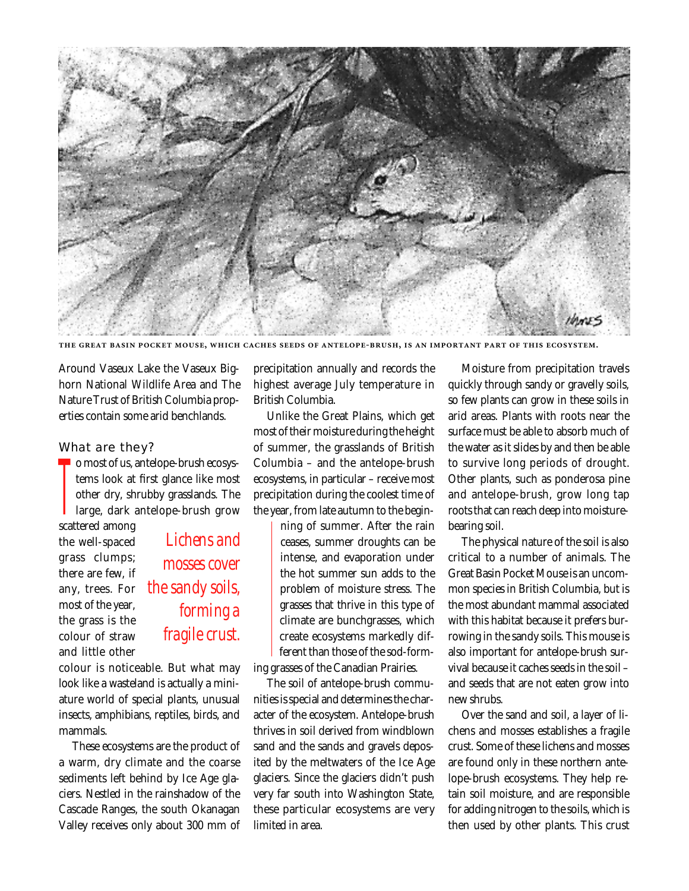THE GREAT BASIN POCKET MOUSE, WHICH CACHES SEEDS OF ANTELOPE-BRUSH, IS AN IMPORTANT PART OF THIS ECOSYSTEM.

Around Vaseux Lake the Vaseux Bighorn National Wildlife Area and The Nature Trust of British Columbia properties contain some arid benchlands.

## What are they?

To most of us, antelope-brush ecosystems look at first glance like most other dry, shrubby grasslands. The large, dark antelope-brush grow scattered among the well-spaced grass clumps; there are few, if any, trees. For most of the year, the grass is the colour of straw and little other colour is noticeable. But what may look like a wasteland is actually a miniature world of special plants, unusual insects, amphibians, reptiles, birds, and mammals.

*Lichens and mosses cover the sandy soils, forming a fragile crust.*

These ecosystems are the product of a warm, dry climate and the coarse sediments left behind by Ice Age glaciers. Nestled in the rainshadow of the Cascade Ranges, the south Okanagan Valley receives only about 300 mm of precipitation annually and records the highest average July temperature in British Columbia.

Unlike the Great Plains, which get most of their moisture during the height of summer, the grasslands of British Columbia – and the antelope-brush ecosystems, in particular – receive most precipitation during the coolest time of the year, from late autumn to the beginning of summer. After the rain ceases, summer droughts can be intense, and evaporation under the hot summer sun adds to the problem of moisture stress. The grasses that thrive in this type of climate are bunchgrasses, which create ecosystems markedly different than those of the sod-forming grasses of the Canadian Prairies.

The soil of antelope-brush communities is special and determines the character of the ecosystem. Antelope-brush thrives in soil derived from windblown sand and the sands and gravels deposited by the meltwaters of the Ice Age glaciers. Since the glaciers didn't push very far south into Washington State, these particular ecosystems are very limited in area.

Moisture from precipitation travels quickly through sandy or gravelly soils, so few plants can grow in these soils in arid areas. Plants with roots near the surface must be able to absorb much of the water as it slides by and then be able to survive long periods of drought. Other plants, such as ponderosa pine and antelope-brush, grow long tap roots that can reach deep into moisture-bearing soil.

The physical nature of the soil is also critical to a number of animals. The Great Basin Pocket Mouse is an uncommon species in British Columbia, but is the most abundant mammal associated with this habitat because it prefers burrowing in the sandy soils. This mouse is also important for antelope-brush survival because it caches seeds in the soil – and seeds that are not eaten grow into new shrubs.

Over the sand and soil, a layer of lichens and mosses establishes a fragile crust. Some of these lichens and mosses are found only in these northern antelope-brush ecosystems. They help retain soil moisture, and are responsible for adding nitrogen to the soils, which is then used by other plants. This crust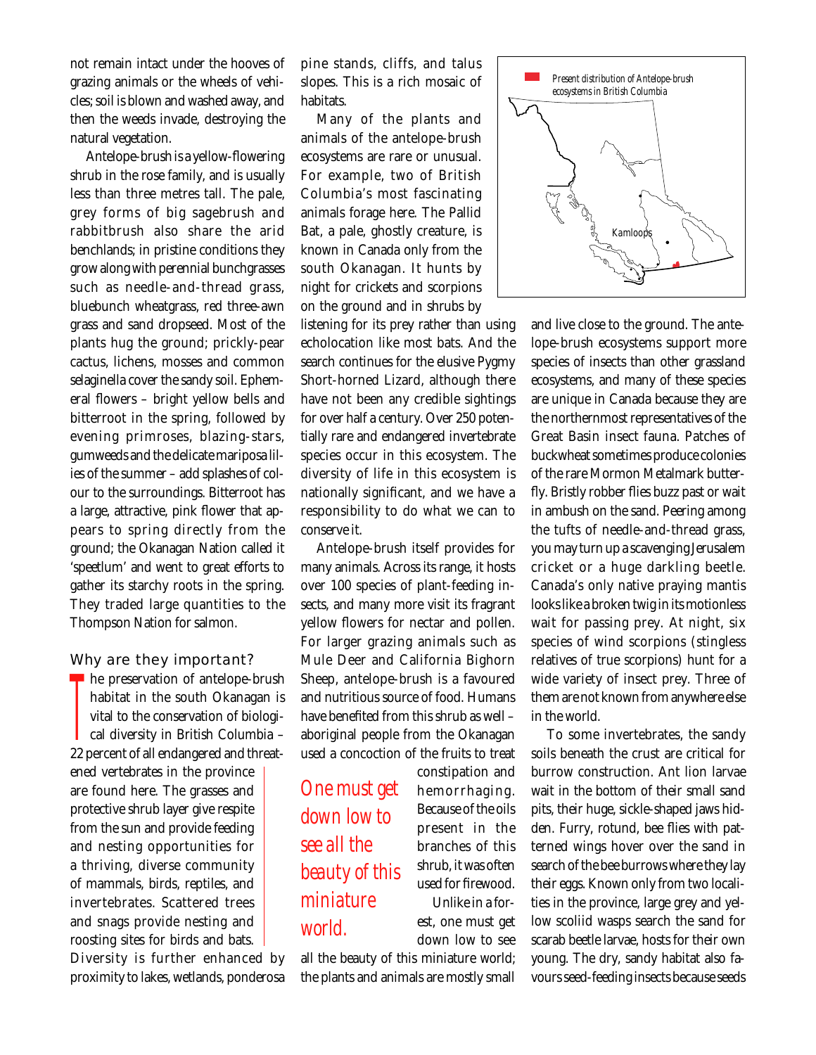not remain intact under the hooves of grazing animals or the wheels of vehicles; soil is blown and washed away, and then the weeds invade, destroying the natural vegetation.

Antelope-brush is a yellow-flowering shrub in the rose family, and is usually less than three metres tall. The pale, grey forms of big sagebrush and rabbitbrush also share the arid benchlands; in pristine conditions they grow along with perennial bunchgrasses such as needle-and-thread grass, bluebunch wheatgrass, red three-awn grass and sand dropseed. Most of the plants hug the ground; prickly-pear cactus, lichens, mosses and common selaginella cover the sandy soil. Ephemeral flowers – bright yellow bells and bitterroot in the spring, followed by evening primroses, blazing-stars, gumweeds and the delicate mariposa lilies of the summer – add splashes of colour to the surroundings. Bitterroot has a large, attractive, pink flower that appears to spring directly from the ground; the Okanagan Nation called it 'speetlum' and went to great efforts to gather its starchy roots in the spring. They traded large quantities to the Thompson Nation for salmon.

## Why are they important?

The preservation of antelope-brush habitat in the south Okanagan is vital to the conservation of biological diversity in British Columbia – 22 percent of all endangered and threatened vertebrates in the province are found here. The grasses and protective shrub layer give respite from the sun and provide feeding and nesting opportunities for a thriving, diverse community of mammals, birds, reptiles, and invertebrates. Scattered trees and snags provide nesting and roosting sites for birds and bats. Diversity is further enhanced by proximity to lakes, wetlands, ponderosa pine stands, cliffs, and talus slopes. This is a rich mosaic of habitats.

Many of the plants and animals of the antelope-brush ecosystems are rare or unusual. For example, two of British Columbia's most fascinating animals forage here. The Pallid Bat, a pale, ghostly creature, is known in Canada only from the south Okanagan. It hunts by night for crickets and scorpions on the ground and in shrubs by listening for its prey rather than using echolocation like most bats. And the search continues for the elusive Pygmy Short-horned Lizard, although there have not been any credible sightings for over half a century. Over 250 potentially rare and endangered invertebrate species occur in this ecosystem. The diversity of life in this ecosystem is nationally significant, and we have a responsibility to do what we can to conserve it.

Antelope-brush itself provides for many animals. Across its range, it hosts over 100 species of plant-feeding insects, and many more visit its fragrant yellow flowers for nectar and pollen. For larger grazing animals such as Mule Deer and California Bighorn Sheep, antelope-brush is a favoured and nutritious source of food. Humans have benefited from this shrub as well – aboriginal people from the Okanagan used a concoction of the fruits to treat constipation and hemorrhaging. Because of the oils present in the branches of this shrub, it was often used for firewood.

*One must get down low to see all the beauty of this miniature world.*

Unlike in a forest, one must get down low to see all the beauty of this miniature world; the plants and animals are mostly small and live close to the ground. The antelope-brush ecosystems support more species of insects than other grassland ecosystems, and many of these species are unique in Canada because they are the northernmost representatives of the Great Basin insect fauna. Patches of buckwheat sometimes produce colonies of the rare Mormon Metalmark butterfly. Bristly robber flies buzz past or wait in ambush on the sand. Peering among the tufts of needle-and-thread grass, you may turn up a scavenging Jerusalem cricket or a huge darkling beetle. Canada's only native praying mantis looks like a broken twig in its motionless wait for passing prey. At night, six species of wind scorpions (stingless relatives of true scorpions) hunt for a wide variety of insect prey. Three of them are not known from anywhere else in the world.

To some invertebrates, the sandy soils beneath the crust are critical for burrow construction. Ant lion larvae wait in the bottom of their small sand pits, their huge, sickle-shaped jaws hidden. Furry, rotund, bee flies with patterned wings hover over the sand in search of the bee burrows where they lay their eggs. Known only from two localities in the province, large grey and yellow scoliid wasps search the sand for scarab beetle larvae, hosts for their own young. The dry, sandy habitat also favours seed-feeding insects because seeds

Present distribution of Antelope-brush ecosystems in British Columbia

Kamloops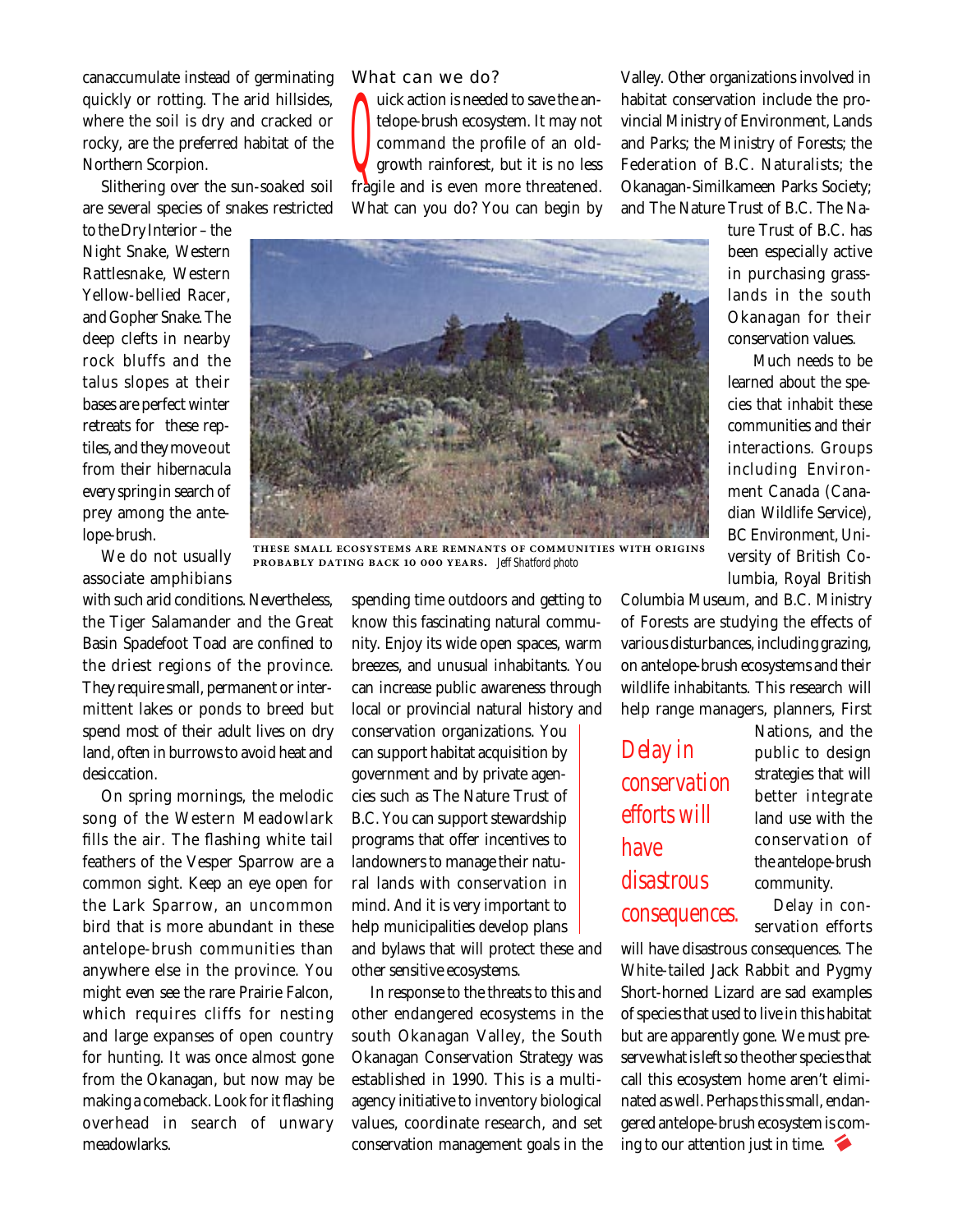canaccumulate instead of germinating quickly or rotting. The arid hillsides, where the soil is dry and cracked or rocky, are the preferred habitat of the Northern Scorpion.

Slithering over the sun-soaked soil are several species of snakes restricted to the Dry Interior – the Night Snake, Western Rattlesnake, Western Yellow-bellied Racer, and Gopher Snake. The deep clefts in nearby rock bluffs and the talus slopes at their bases are perfect winter retreats for these reptiles, and they move out from their hibernacula every spring in search of prey among the antelope-brush.

We do not usually associate amphibians with such arid conditions. Nevertheless, the Tiger Salamander and the Great Basin Spadefoot Toad are confined to the driest regions of the province. They require small, permanent or intermittent lakes or ponds to breed but spend most of their adult lives on dry land, often in burrows to avoid heat and desiccation.

On spring mornings, the melodic song of the Western Meadowlark fills the air. The flashing white tail feathers of the Vesper Sparrow are a common sight. Keep an eye open for the Lark Sparrow, an uncommon bird that is more abundant in these antelope-brush communities than anywhere else in the province. You might even see the rare Prairie Falcon, which requires cliffs for nesting and large expanses of open country for hunting. It was once almost gone from the Okanagan, but now may be making a comeback. Look for it flashing overhead in search of unwary meadowlarks.

THESE SMALL ECOSYSTEMS ARE REMNANTS OF COMMUNITIES WITH ORIGINS PROBABLY DATING BACK 10 000 YEARS. *Jeff Shatford photo*

## What can we do?

Quick action is needed to save the antelope-brush ecosystem. It may not command the profile of an old-growth rainforest, but it is no less fragile and is even more threatened. What can you do? You can begin by spending time outdoors and getting to know this fascinating natural community. Enjoy its wide open spaces, warm breezes, and unusual inhabitants. You can increase public awareness through local or provincial natural history and conservation organizations. You can support habitat acquisition by government and by private agencies such as The Nature Trust of B.C. You can support stewardship programs that offer incentives to landowners to manage their natural lands with conservation in mind. And it is very important to help municipalities develop plans and bylaws that will protect these and other sensitive ecosystems.

In response to the threats to this and other endangered ecosystems in the south Okanagan Valley, the South Okanagan Conservation Strategy was established in 1990. This is a multi-agency initiative to inventory biological values, coordinate research, and set conservation management goals in the Valley. Other organizations involved in habitat conservation include the provincial Ministry of Environment, Lands and Parks; the Ministry of Forests; the Federation of B.C. Naturalists; the Okanagan-Similkameen Parks Society; and The Nature Trust of B.C. The Nature Trust of B.C. has been especially active in purchasing grasslands in the south Okanagan for their conservation values.

Much needs to be learned about the species that inhabit these communities and their interactions. Groups including Environment Canada (Canadian Wildlife Service), BC Environment, University of British Columbia, Royal British Columbia Museum, and B.C. Ministry of Forests are studying the effects of various disturbances, including grazing, on antelope-brush ecosystems and their wildlife inhabitants. This research will help range managers, planners, First Nations, and the public to design strategies that will better integrate land use with the conservation of the antelope-brush community.

*Delay in conservation efforts will have disastrous consequences.*

Delay in conservation efforts will have disastrous consequences. The White-tailed Jack Rabbit and Pygmy Short-horned Lizard are sad examples of species that used to live in this habitat but are apparently gone. We must preserve what is left so the other species that call this ecosystem home aren't eliminated as well. Perhaps this small, endangered antelope-brush ecosystem is coming to our attention just in time.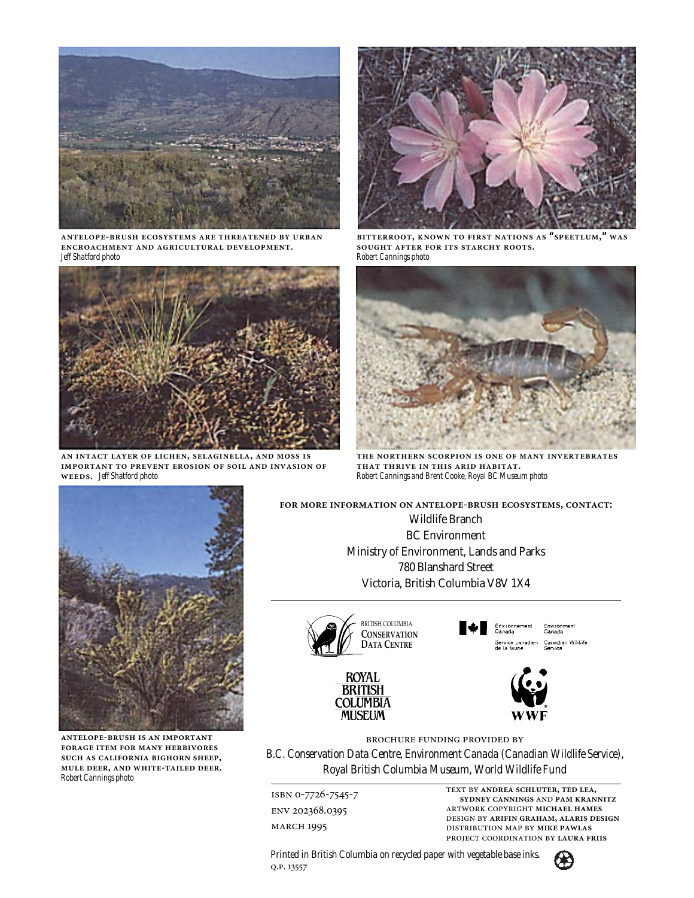**ANTELOPE-BRUSH ECOSYSTEMS ARE THREATENED BY URBAN ENCROACHMENT AND AGRICULTURAL DEVELOPMENT.**
*Jeff Shatford photo*

**BITTERROOT, KNOWN TO FIRST NATIONS AS "SPEETLUM," WAS SOUGHT AFTER FOR ITS STARCHY ROOTS.**
*Robert Cannings photo*

**AN INTACT LAYER OF LICHEN, SELAGINELLA, AND MOSS IS IMPORTANT TO PREVENT EROSION OF SOIL AND INVASION OF WEEDS.** *Jeff Shatford photo*

**THE NORTHERN SCORPION IS ONE OF MANY INVERTEBRATES THAT THRIVE IN THIS ARID HABITAT.**
*Robert Cannings and Brent Cooke, Royal BC Museum photo*

**ANTELOPE-BRUSH IS AN IMPORTANT FORAGE ITEM FOR MANY HERBIVORES SUCH AS CALIFORNIA BIGHORN SHEEP, MULE DEER, AND WHITE-TAILED DEER.**
*Robert Cannings photo*

**FOR MORE INFORMATION ON ANTELOPE-BRUSH ECOSYSTEMS, CONTACT:**

Wildlife Branch
BC Environment
Ministry of Environment, Lands and Parks
780 Blanshard Street
Victoria, British Columbia V8V 1X4

---

British Columbia Conservation Data Centre

Environnement Canada / Environment Canada
Service canadien de la faune / Canadian Wildlife Service

Royal British Columbia Museum

WWF

BROCHURE FUNDING PROVIDED BY

*B.C. Conservation Data Centre, Environment Canada (Canadian Wildlife Service), Royal British Columbia Museum, World Wildlife Fund*

---

ISBN 0-7726-7545-7
ENV 202368.0395
MARCH 1995

TEXT BY **ANDREA SCHLUTER, TED LEA, SYDNEY CANNINGS** AND **PAM KRANNITZ**
ARTWORK COPYRIGHT **MICHAEL HAMES**
DESIGN BY **ARIFIN GRAHAM, ALARIS DESIGN**
DISTRIBUTION MAP BY **MIKE PAWLAS**
PROJECT COORDINATION BY **LAURA FRIIS**

*Printed in British Columbia on recycled paper with vegetable base inks.*
Q.P. 13557